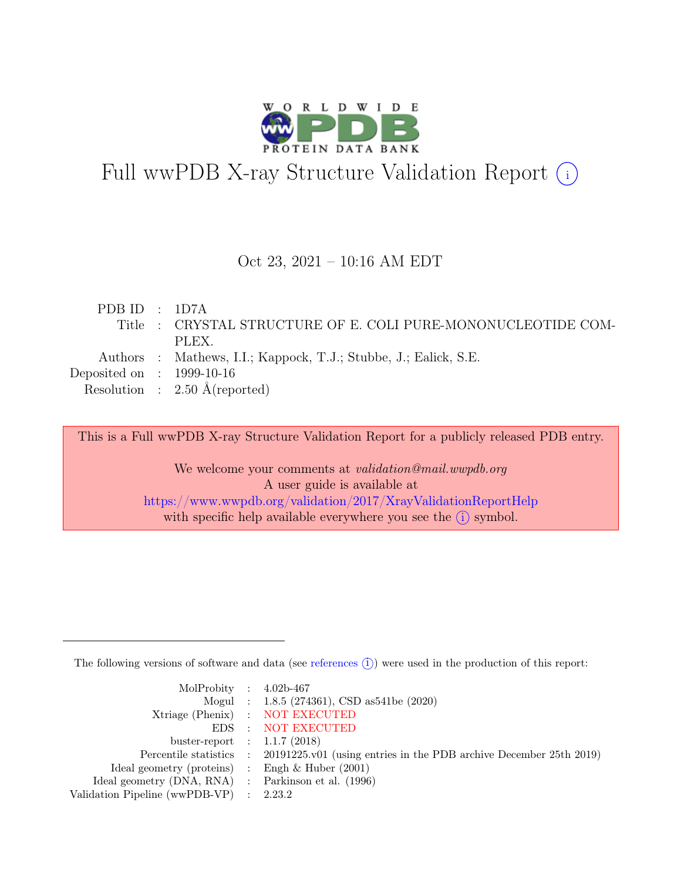# Full wwPDB X-ray Structure Validation Report (i)

Oct 23, 2021 – 10:16 AM EDT

| | | |
|---|---|---|
| PDB ID | : | 1D7A |
| Title | : | CRYSTAL STRUCTURE OF E. COLI PURE-MONONUCLEOTIDE COMPLEX. |
| Authors | : | Mathews, I.I.; Kappock, T.J.; Stubbe, J.; Ealick, S.E. |
| Deposited on | : | 1999-10-16 |
| Resolution | : | 2.50 Å(reported) |

This is a Full wwPDB X-ray Structure Validation Report for a publicly released PDB entry.

We welcome your comments at *validation@mail.wwpdb.org*
A user guide is available at
https://www.wwpdb.org/validation/2017/XrayValidationReportHelp
with specific help available everywhere you see the (i) symbol.

---

The following versions of software and data (see references (i)) were used in the production of this report:

| | | |
|---|---|---|
| MolProbity | : | 4.02b-467 |
| Mogul | : | 1.8.5 (274361), CSD as541be (2020) |
| Xtriage (Phenix) | : | NOT EXECUTED |
| EDS | : | NOT EXECUTED |
| buster-report | : | 1.1.7 (2018) |
| Percentile statistics | : | 20191225.v01 (using entries in the PDB archive December 25th 2019) |
| Ideal geometry (proteins) | : | Engh & Huber (2001) |
| Ideal geometry (DNA, RNA) | : | Parkinson et al. (1996) |
| Validation Pipeline (wwPDB-VP) | : | 2.23.2 |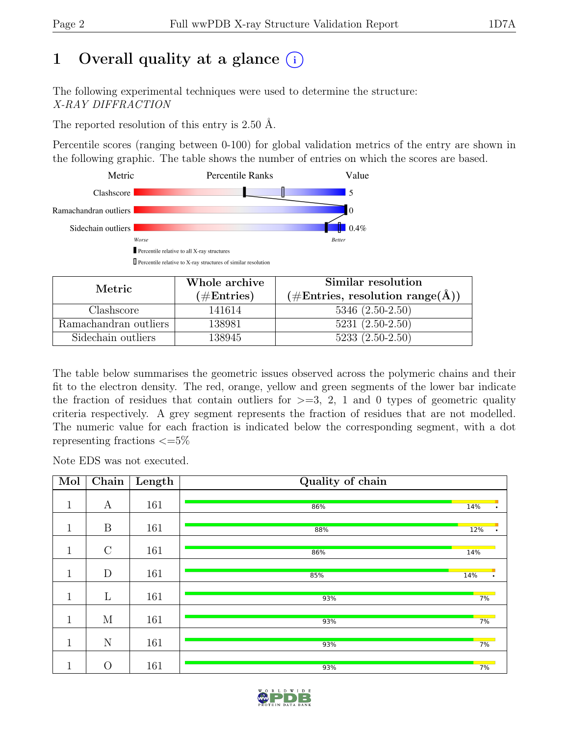# 1 Overall quality at a glance (i)

The following experimental techniques were used to determine the structure:
*X-RAY DIFFRACTION*

The reported resolution of this entry is 2.50 Å.

Percentile scores (ranging between 0-100) for global validation metrics of the entry are shown in the following graphic. The table shows the number of entries on which the scores are based.

| Metric | Value |
|---|---|
| Clashscore | 5 |
| Ramachandran outliers | 0 |
| Sidechain outliers | 0.4% |

Worse — Better

▮ Percentile relative to all X-ray structures

▯ Percentile relative to X-ray structures of similar resolution

| Metric | Whole archive (#Entries) | Similar resolution (#Entries, resolution range(Å)) |
|---|---|---|
| Clashscore | 141614 | 5346 (2.50-2.50) |
| Ramachandran outliers | 138981 | 5231 (2.50-2.50) |
| Sidechain outliers | 138945 | 5233 (2.50-2.50) |

The table below summarises the geometric issues observed across the polymeric chains and their fit to the electron density. The red, orange, yellow and green segments of the lower bar indicate the fraction of residues that contain outliers for >=3, 2, 1 and 0 types of geometric quality criteria respectively. A grey segment represents the fraction of residues that are not modelled. The numeric value for each fraction is indicated below the corresponding segment, with a dot representing fractions <=5%

Note EDS was not executed.

| Mol | Chain | Length | Quality of chain |
|---|---|---|---|
| 1 | A | 161 | 86% / 14% / • |
| 1 | B | 161 | 88% / 12% / • |
| 1 | C | 161 | 86% / 14% |
| 1 | D | 161 | 85% / 14% / • |
| 1 | L | 161 | 93% / 7% |
| 1 | M | 161 | 93% / 7% |
| 1 | N | 161 | 93% / 7% |
| 1 | O | 161 | 93% / 7% |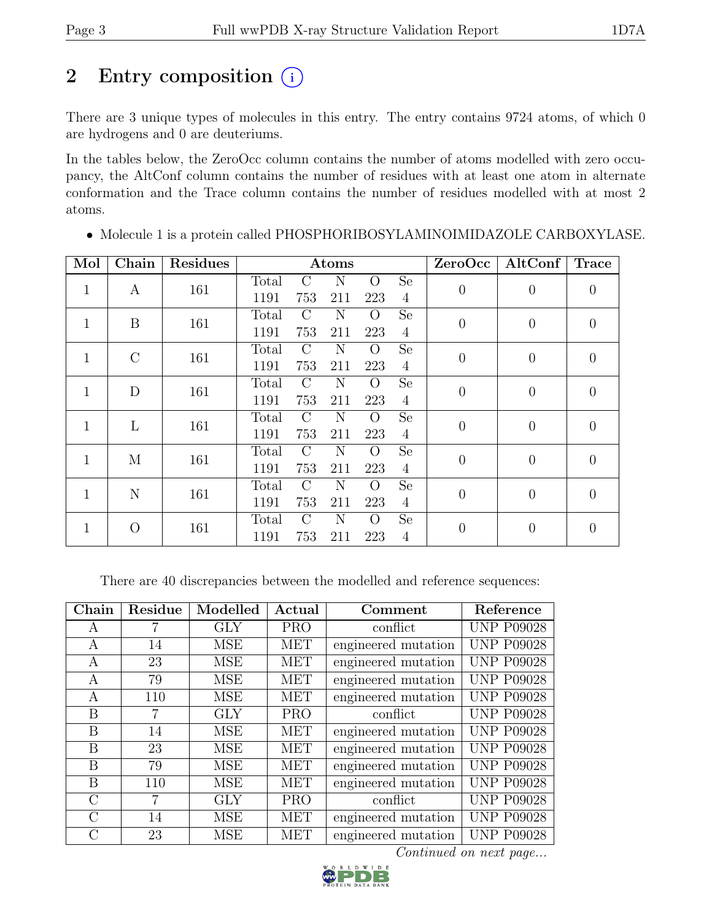# 2 Entry composition

There are 3 unique types of molecules in this entry. The entry contains 9724 atoms, of which 0 are hydrogens and 0 are deuteriums.

In the tables below, the ZeroOcc column contains the number of atoms modelled with zero occupancy, the AltConf column contains the number of residues with at least one atom in alternate conformation and the Trace column contains the number of residues modelled with at most 2 atoms.

- Molecule 1 is a protein called PHOSPHORIBOSYLAMINOIMIDAZOLE CARBOXYLASE.

| Mol | Chain | Residues | Atoms | | | | | ZeroOcc | AltConf | Trace |
|---|---|---|---|---|---|---|---|---|---|---|
| 1 | A | 161 | Total 1191 | C 753 | N 211 | O 223 | Se 4 | 0 | 0 | 0 |
| 1 | B | 161 | Total 1191 | C 753 | N 211 | O 223 | Se 4 | 0 | 0 | 0 |
| 1 | C | 161 | Total 1191 | C 753 | N 211 | O 223 | Se 4 | 0 | 0 | 0 |
| 1 | D | 161 | Total 1191 | C 753 | N 211 | O 223 | Se 4 | 0 | 0 | 0 |
| 1 | L | 161 | Total 1191 | C 753 | N 211 | O 223 | Se 4 | 0 | 0 | 0 |
| 1 | M | 161 | Total 1191 | C 753 | N 211 | O 223 | Se 4 | 0 | 0 | 0 |
| 1 | N | 161 | Total 1191 | C 753 | N 211 | O 223 | Se 4 | 0 | 0 | 0 |
| 1 | O | 161 | Total 1191 | C 753 | N 211 | O 223 | Se 4 | 0 | 0 | 0 |

There are 40 discrepancies between the modelled and reference sequences:

| Chain | Residue | Modelled | Actual | Comment | Reference |
|---|---|---|---|---|---|
| A | 7 | GLY | PRO | conflict | UNP P09028 |
| A | 14 | MSE | MET | engineered mutation | UNP P09028 |
| A | 23 | MSE | MET | engineered mutation | UNP P09028 |
| A | 79 | MSE | MET | engineered mutation | UNP P09028 |
| A | 110 | MSE | MET | engineered mutation | UNP P09028 |
| B | 7 | GLY | PRO | conflict | UNP P09028 |
| B | 14 | MSE | MET | engineered mutation | UNP P09028 |
| B | 23 | MSE | MET | engineered mutation | UNP P09028 |
| B | 79 | MSE | MET | engineered mutation | UNP P09028 |
| B | 110 | MSE | MET | engineered mutation | UNP P09028 |
| C | 7 | GLY | PRO | conflict | UNP P09028 |
| C | 14 | MSE | MET | engineered mutation | UNP P09028 |
| C | 23 | MSE | MET | engineered mutation | UNP P09028 |

*Continued on next page...*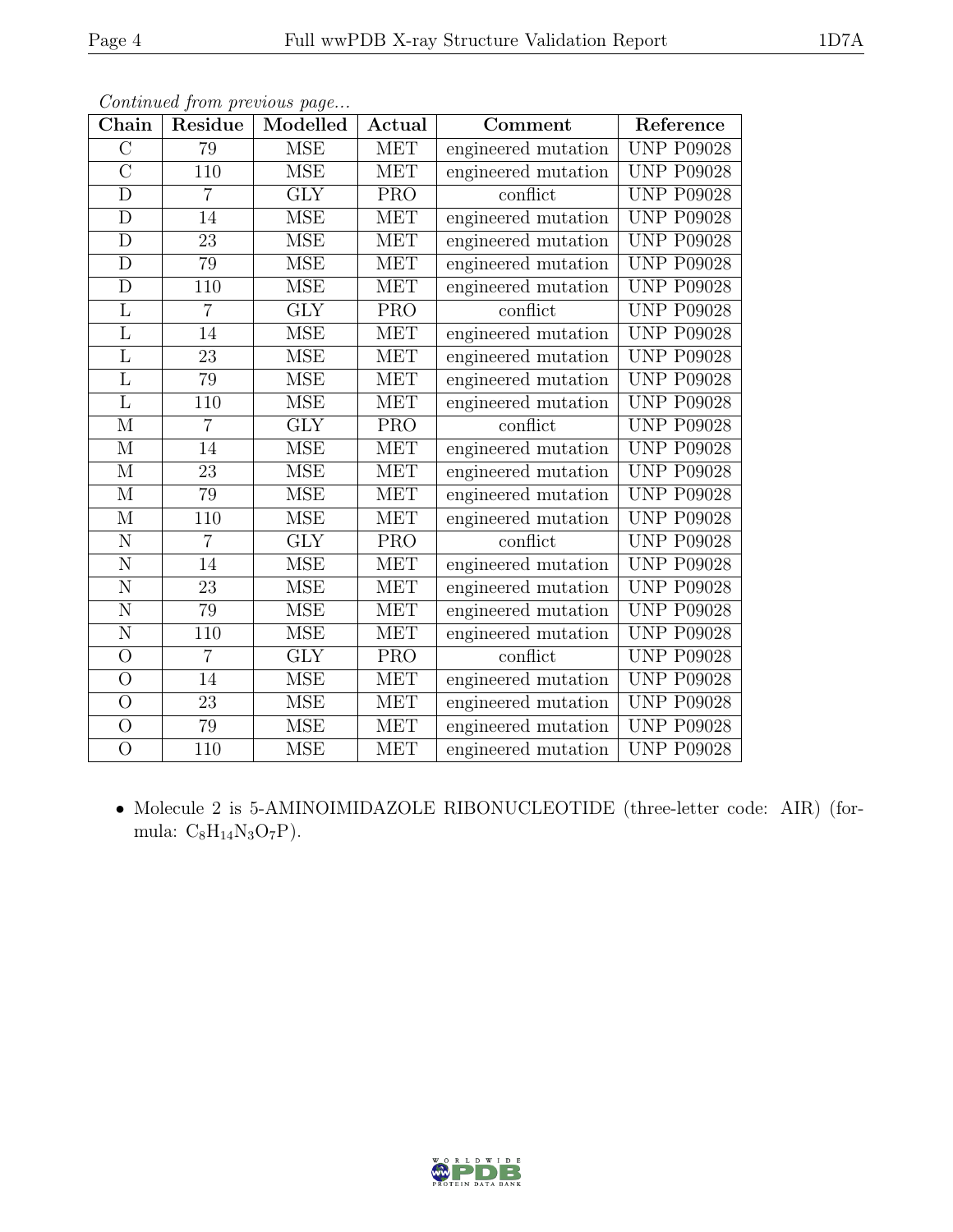*Continued from previous page...*

| Chain | Residue | Modelled | Actual | Comment | Reference |
|---|---|---|---|---|---|
| C | 79 | MSE | MET | engineered mutation | UNP P09028 |
| C | 110 | MSE | MET | engineered mutation | UNP P09028 |
| D | 7 | GLY | PRO | conflict | UNP P09028 |
| D | 14 | MSE | MET | engineered mutation | UNP P09028 |
| D | 23 | MSE | MET | engineered mutation | UNP P09028 |
| D | 79 | MSE | MET | engineered mutation | UNP P09028 |
| D | 110 | MSE | MET | engineered mutation | UNP P09028 |
| L | 7 | GLY | PRO | conflict | UNP P09028 |
| L | 14 | MSE | MET | engineered mutation | UNP P09028 |
| L | 23 | MSE | MET | engineered mutation | UNP P09028 |
| L | 79 | MSE | MET | engineered mutation | UNP P09028 |
| L | 110 | MSE | MET | engineered mutation | UNP P09028 |
| M | 7 | GLY | PRO | conflict | UNP P09028 |
| M | 14 | MSE | MET | engineered mutation | UNP P09028 |
| M | 23 | MSE | MET | engineered mutation | UNP P09028 |
| M | 79 | MSE | MET | engineered mutation | UNP P09028 |
| M | 110 | MSE | MET | engineered mutation | UNP P09028 |
| N | 7 | GLY | PRO | conflict | UNP P09028 |
| N | 14 | MSE | MET | engineered mutation | UNP P09028 |
| N | 23 | MSE | MET | engineered mutation | UNP P09028 |
| N | 79 | MSE | MET | engineered mutation | UNP P09028 |
| N | 110 | MSE | MET | engineered mutation | UNP P09028 |
| O | 7 | GLY | PRO | conflict | UNP P09028 |
| O | 14 | MSE | MET | engineered mutation | UNP P09028 |
| O | 23 | MSE | MET | engineered mutation | UNP P09028 |
| O | 79 | MSE | MET | engineered mutation | UNP P09028 |
| O | 110 | MSE | MET | engineered mutation | UNP P09028 |

- Molecule 2 is 5-AMINOIMIDAZOLE RIBONUCLEOTIDE (three-letter code: AIR) (formula: $C_8H_{14}N_3O_7P$).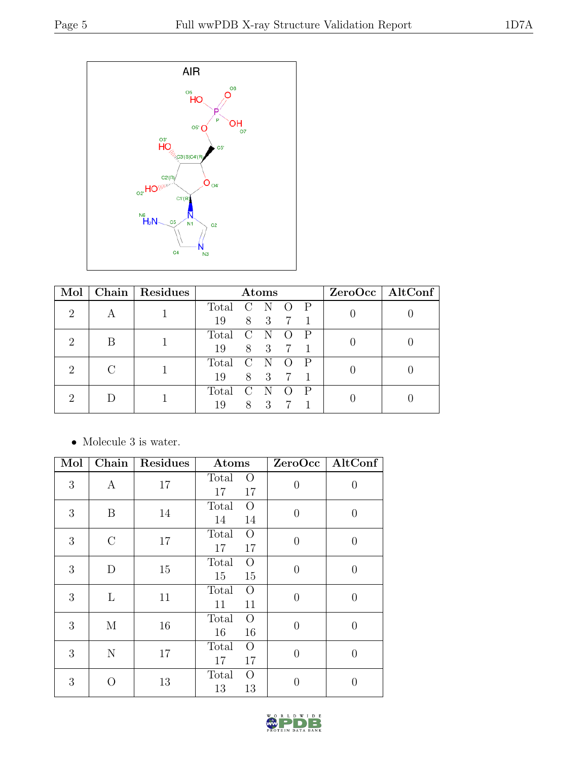AIR

| Mol | Chain | Residues | Atoms | | | | | ZeroOcc | AltConf |
|---|---|---|---|---|---|---|---|---|---|
| 2 | A | 1 | Total 19 | C 8 | N 3 | O 7 | P 1 | 0 | 0 |
| 2 | B | 1 | Total 19 | C 8 | N 3 | O 7 | P 1 | 0 | 0 |
| 2 | C | 1 | Total 19 | C 8 | N 3 | O 7 | P 1 | 0 | 0 |
| 2 | D | 1 | Total 19 | C 8 | N 3 | O 7 | P 1 | 0 | 0 |

- Molecule 3 is water.

| Mol | Chain | Residues | Atoms | | ZeroOcc | AltConf |
|---|---|---|---|---|---|---|
| 3 | A | 17 | Total 17 | O 17 | 0 | 0 |
| 3 | B | 14 | Total 14 | O 14 | 0 | 0 |
| 3 | C | 17 | Total 17 | O 17 | 0 | 0 |
| 3 | D | 15 | Total 15 | O 15 | 0 | 0 |
| 3 | L | 11 | Total 11 | O 11 | 0 | 0 |
| 3 | M | 16 | Total 16 | O 16 | 0 | 0 |
| 3 | N | 17 | Total 17 | O 17 | 0 | 0 |
| 3 | O | 13 | Total 13 | O 13 | 0 | 0 |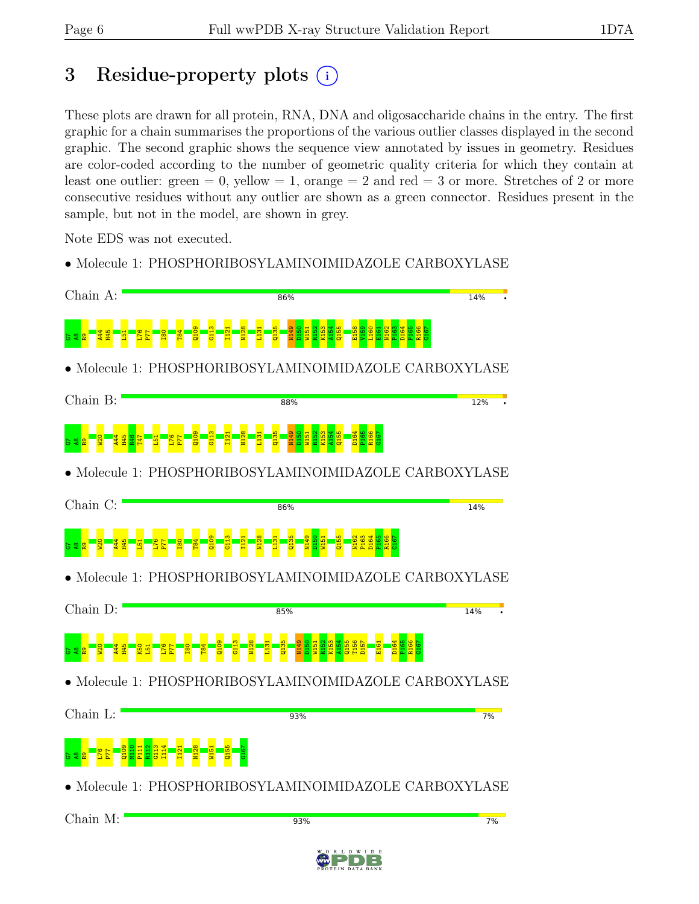# 3 Residue-property plots

These plots are drawn for all protein, RNA, DNA and oligosaccharide chains in the entry. The first graphic for a chain summarises the proportions of the various outlier classes displayed in the second graphic. The second graphic shows the sequence view annotated by issues in geometry. Residues are color-coded according to the number of geometric quality criteria for which they contain at least one outlier: green = 0, yellow = 1, orange = 2 and red = 3 or more. Stretches of 2 or more consecutive residues without any outlier are shown as a green connector. Residues present in the sample, but not in the model, are shown in grey.

Note EDS was not executed.

- Molecule 1: PHOSPHORIBOSYLAMINOIMIDAZOLE CARBOXYLASE

Chain A: 86% 14% •

G7 A8 R9 A44 H45 L51 L76 P77 I80 T84 Q109 G113 I121 N128 L131 Q135 N149 D150 W151 R152 K153 A154 Q155 E158 V159 L160 E161 N162 P163 D164 P165 R166 G167

- Molecule 1: PHOSPHORIBOSYLAMINOIMIDAZOLE CARBOXYLASE

Chain B: 88% 12% •

G7 A8 R9 W20 A44 H45 R46 T47 L51 L76 P77 Q109 G113 I121 N128 L131 Q135 N149 D150 W151 R152 K153 A154 Q155 D164 P165 R166 G167

- Molecule 1: PHOSPHORIBOSYLAMINOIMIDAZOLE CARBOXYLASE

Chain C: 86% 14%

G7 A8 R9 W20 A44 H45 L51 L76 P77 I80 T84 Q109 G113 I121 N128 L131 Q135 N149 D150 W151 Q155 N162 P163 D164 P165 R166 G167

- Molecule 1: PHOSPHORIBOSYLAMINOIMIDAZOLE CARBOXYLASE

Chain D: 85% 14% •

G7 A8 R9 W20 A44 H45 K50 L51 L76 P77 I80 T84 Q109 G113 N128 L131 Q135 N149 D150 W151 R152 K153 A154 Q155 T156 D157 E161 D164 P165 R166 G167

- Molecule 1: PHOSPHORIBOSYLAMINOIMIDAZOLE CARBOXYLASE

Chain L: 93% 7%

G7 A8 R9 L76 P77 Q109 M110 P111 R112 G113 I114 I121 N128 W151 Q155 G167

- Molecule 1: PHOSPHORIBOSYLAMINOIMIDAZOLE CARBOXYLASE

Chain M: 93% 7%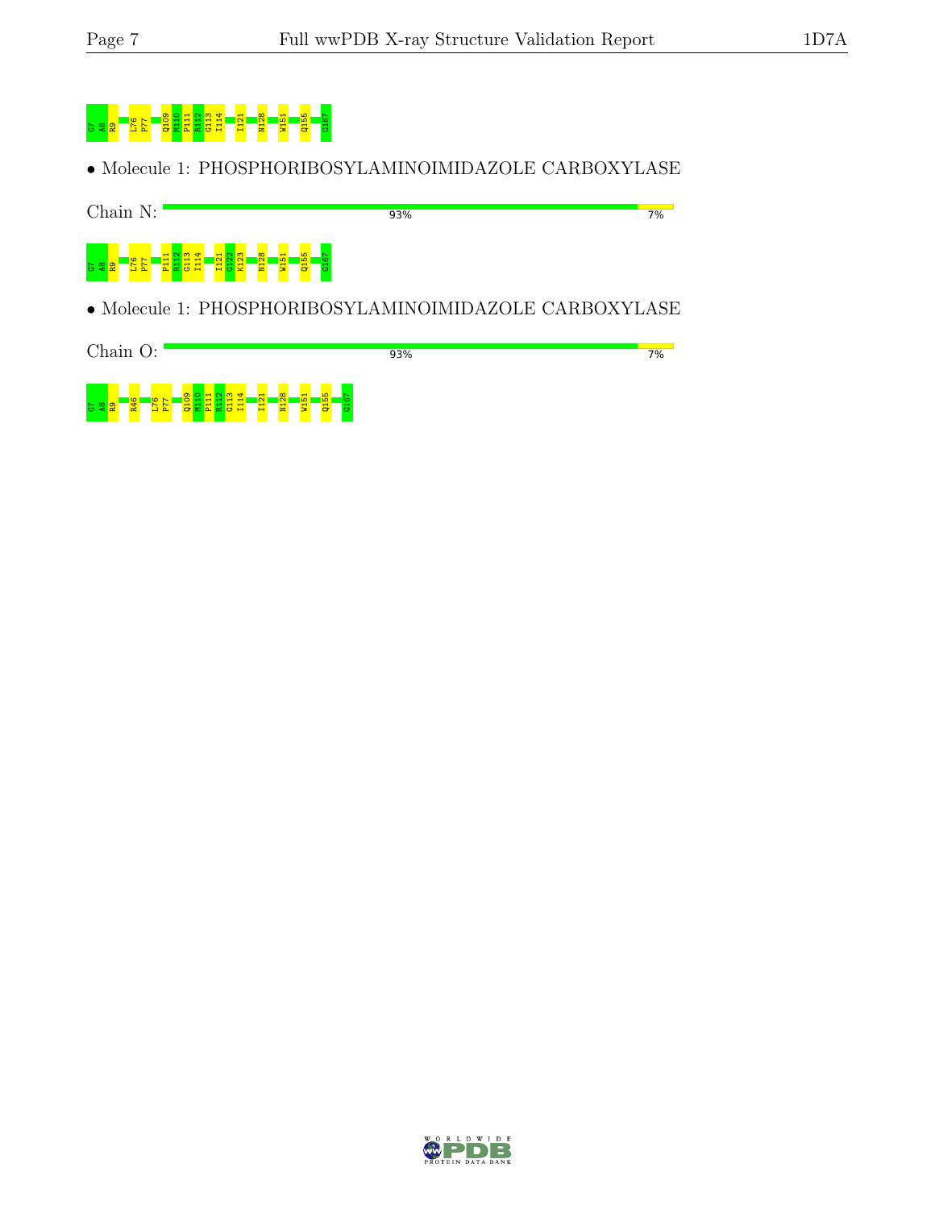G7 A8 R9 L76 P77 Q109 M110 P111 R112 G113 I114 I121 N128 W151 Q155 G167

• Molecule 1: PHOSPHORIBOSYLAMINOIMIDAZOLE CARBOXYLASE

Chain N: 93% 7%

G7 A8 R9 L76 P77 P111 R112 G113 I114 I121 G122 K123 N128 W151 Q155 G167

• Molecule 1: PHOSPHORIBOSYLAMINOIMIDAZOLE CARBOXYLASE

Chain O: 93% 7%

G7 A8 R9 R46 L76 P77 Q109 M110 P111 R112 G113 I114 I121 N128 W151 Q155 G167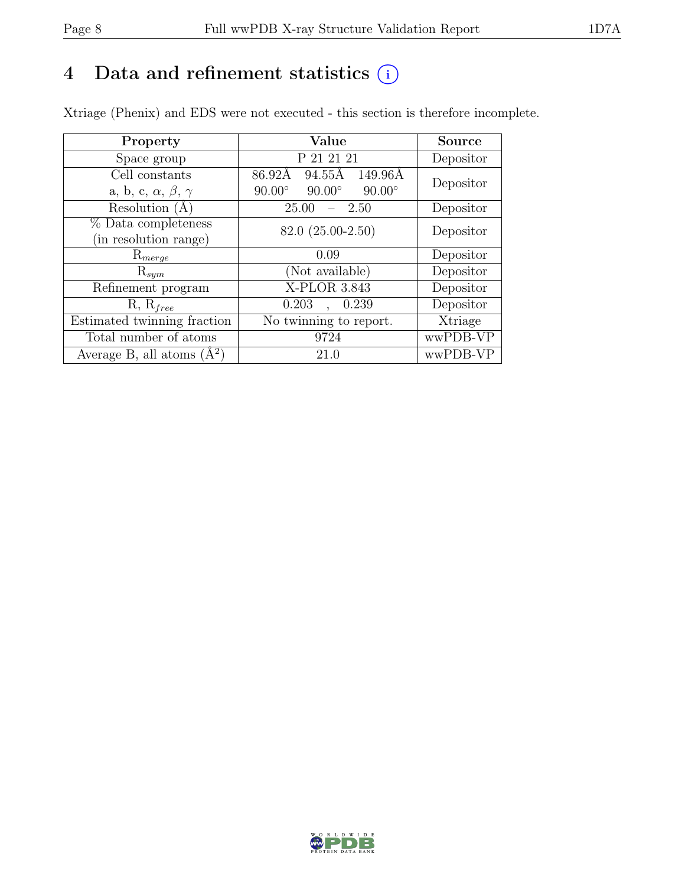# 4 Data and refinement statistics

Xtriage (Phenix) and EDS were not executed - this section is therefore incomplete.

| Property | Value | Source |
|---|---|---|
| Space group | P 21 21 21 | Depositor |
| Cell constants<br>a, b, c, $\alpha$, $\beta$, $\gamma$ | 86.92Å 94.55Å 149.96Å<br>90.00° 90.00° 90.00° | Depositor |
| Resolution (Å) | 25.00 – 2.50 | Depositor |
| % Data completeness<br>(in resolution range) | 82.0 (25.00-2.50) | Depositor |
| $R_{merge}$ | 0.09 | Depositor |
| $R_{sym}$ | (Not available) | Depositor |
| Refinement program | X-PLOR 3.843 | Depositor |
| R, $R_{free}$ | 0.203 , 0.239 | Depositor |
| Estimated twinning fraction | No twinning to report. | Xtriage |
| Total number of atoms | 9724 | wwPDB-VP |
| Average B, all atoms (Å$^2$) | 21.0 | wwPDB-VP |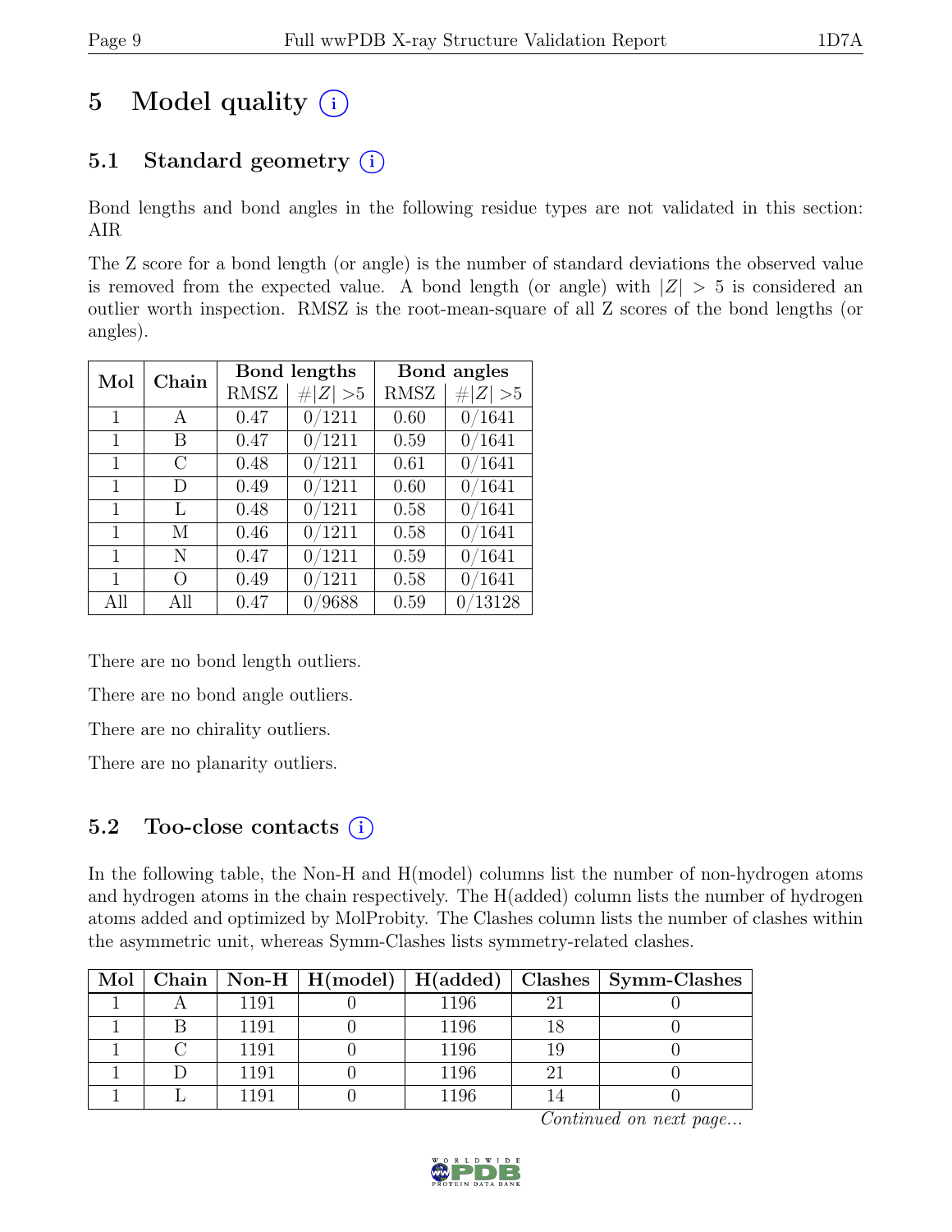# 5 Model quality

## 5.1 Standard geometry

Bond lengths and bond angles in the following residue types are not validated in this section: AIR

The Z score for a bond length (or angle) is the number of standard deviations the observed value is removed from the expected value. A bond length (or angle) with $|Z| > 5$ is considered an outlier worth inspection. RMSZ is the root-mean-square of all Z scores of the bond lengths (or angles).

| Mol | Chain | Bond lengths | | Bond angles | |
|---|---|---|---|---|---|
| | | RMSZ | $\#|Z|>5$ | RMSZ | $\#|Z|>5$ |
| 1 | A | 0.47 | 0/1211 | 0.60 | 0/1641 |
| 1 | B | 0.47 | 0/1211 | 0.59 | 0/1641 |
| 1 | C | 0.48 | 0/1211 | 0.61 | 0/1641 |
| 1 | D | 0.49 | 0/1211 | 0.60 | 0/1641 |
| 1 | L | 0.48 | 0/1211 | 0.58 | 0/1641 |
| 1 | M | 0.46 | 0/1211 | 0.58 | 0/1641 |
| 1 | N | 0.47 | 0/1211 | 0.59 | 0/1641 |
| 1 | O | 0.49 | 0/1211 | 0.58 | 0/1641 |
| All | All | 0.47 | 0/9688 | 0.59 | 0/13128 |

There are no bond length outliers.

There are no bond angle outliers.

There are no chirality outliers.

There are no planarity outliers.

## 5.2 Too-close contacts

In the following table, the Non-H and H(model) columns list the number of non-hydrogen atoms and hydrogen atoms in the chain respectively. The H(added) column lists the number of hydrogen atoms added and optimized by MolProbity. The Clashes column lists the number of clashes within the asymmetric unit, whereas Symm-Clashes lists symmetry-related clashes.

| Mol | Chain | Non-H | H(model) | H(added) | Clashes | Symm-Clashes |
|---|---|---|---|---|---|---|
| 1 | A | 1191 | 0 | 1196 | 21 | 0 |
| 1 | B | 1191 | 0 | 1196 | 18 | 0 |
| 1 | C | 1191 | 0 | 1196 | 19 | 0 |
| 1 | D | 1191 | 0 | 1196 | 21 | 0 |
| 1 | L | 1191 | 0 | 1196 | 14 | 0 |

*Continued on next page...*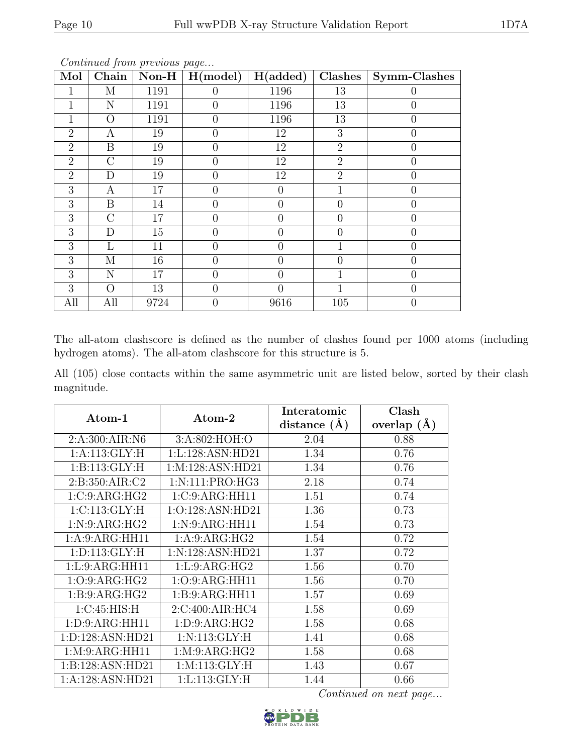*Continued from previous page...*

| Mol | Chain | Non-H | H(model) | H(added) | Clashes | Symm-Clashes |
|---|---|---|---|---|---|---|
| 1 | M | 1191 | 0 | 1196 | 13 | 0 |
| 1 | N | 1191 | 0 | 1196 | 13 | 0 |
| 1 | O | 1191 | 0 | 1196 | 13 | 0 |
| 2 | A | 19 | 0 | 12 | 3 | 0 |
| 2 | B | 19 | 0 | 12 | 2 | 0 |
| 2 | C | 19 | 0 | 12 | 2 | 0 |
| 2 | D | 19 | 0 | 12 | 2 | 0 |
| 3 | A | 17 | 0 | 0 | 1 | 0 |
| 3 | B | 14 | 0 | 0 | 0 | 0 |
| 3 | C | 17 | 0 | 0 | 0 | 0 |
| 3 | D | 15 | 0 | 0 | 0 | 0 |
| 3 | L | 11 | 0 | 0 | 1 | 0 |
| 3 | M | 16 | 0 | 0 | 0 | 0 |
| 3 | N | 17 | 0 | 0 | 1 | 0 |
| 3 | O | 13 | 0 | 0 | 1 | 0 |
| All | All | 9724 | 0 | 9616 | 105 | 0 |

The all-atom clashscore is defined as the number of clashes found per 1000 atoms (including hydrogen atoms). The all-atom clashscore for this structure is 5.

All (105) close contacts within the same asymmetric unit are listed below, sorted by their clash magnitude.

| Atom-1 | Atom-2 | Interatomic distance (Å) | Clash overlap (Å) |
|---|---|---|---|
| 2:A:300:AIR:N6 | 3:A:802:HOH:O | 2.04 | 0.88 |
| 1:A:113:GLY:H | 1:L:128:ASN:HD21 | 1.34 | 0.76 |
| 1:B:113:GLY:H | 1:M:128:ASN:HD21 | 1.34 | 0.76 |
| 2:B:350:AIR:C2 | 1:N:111:PRO:HG3 | 2.18 | 0.74 |
| 1:C:9:ARG:HG2 | 1:C:9:ARG:HH11 | 1.51 | 0.74 |
| 1:C:113:GLY:H | 1:O:128:ASN:HD21 | 1.36 | 0.73 |
| 1:N:9:ARG:HG2 | 1:N:9:ARG:HH11 | 1.54 | 0.73 |
| 1:A:9:ARG:HH11 | 1:A:9:ARG:HG2 | 1.54 | 0.72 |
| 1:D:113:GLY:H | 1:N:128:ASN:HD21 | 1.37 | 0.72 |
| 1:L:9:ARG:HH11 | 1:L:9:ARG:HG2 | 1.56 | 0.70 |
| 1:O:9:ARG:HG2 | 1:O:9:ARG:HH11 | 1.56 | 0.70 |
| 1:B:9:ARG:HG2 | 1:B:9:ARG:HH11 | 1.57 | 0.69 |
| 1:C:45:HIS:H | 2:C:400:AIR:HC4 | 1.58 | 0.69 |
| 1:D:9:ARG:HH11 | 1:D:9:ARG:HG2 | 1.58 | 0.68 |
| 1:D:128:ASN:HD21 | 1:N:113:GLY:H | 1.41 | 0.68 |
| 1:M:9:ARG:HH11 | 1:M:9:ARG:HG2 | 1.58 | 0.68 |
| 1:B:128:ASN:HD21 | 1:M:113:GLY:H | 1.43 | 0.67 |
| 1:A:128:ASN:HD21 | 1:L:113:GLY:H | 1.44 | 0.66 |

*Continued on next page...*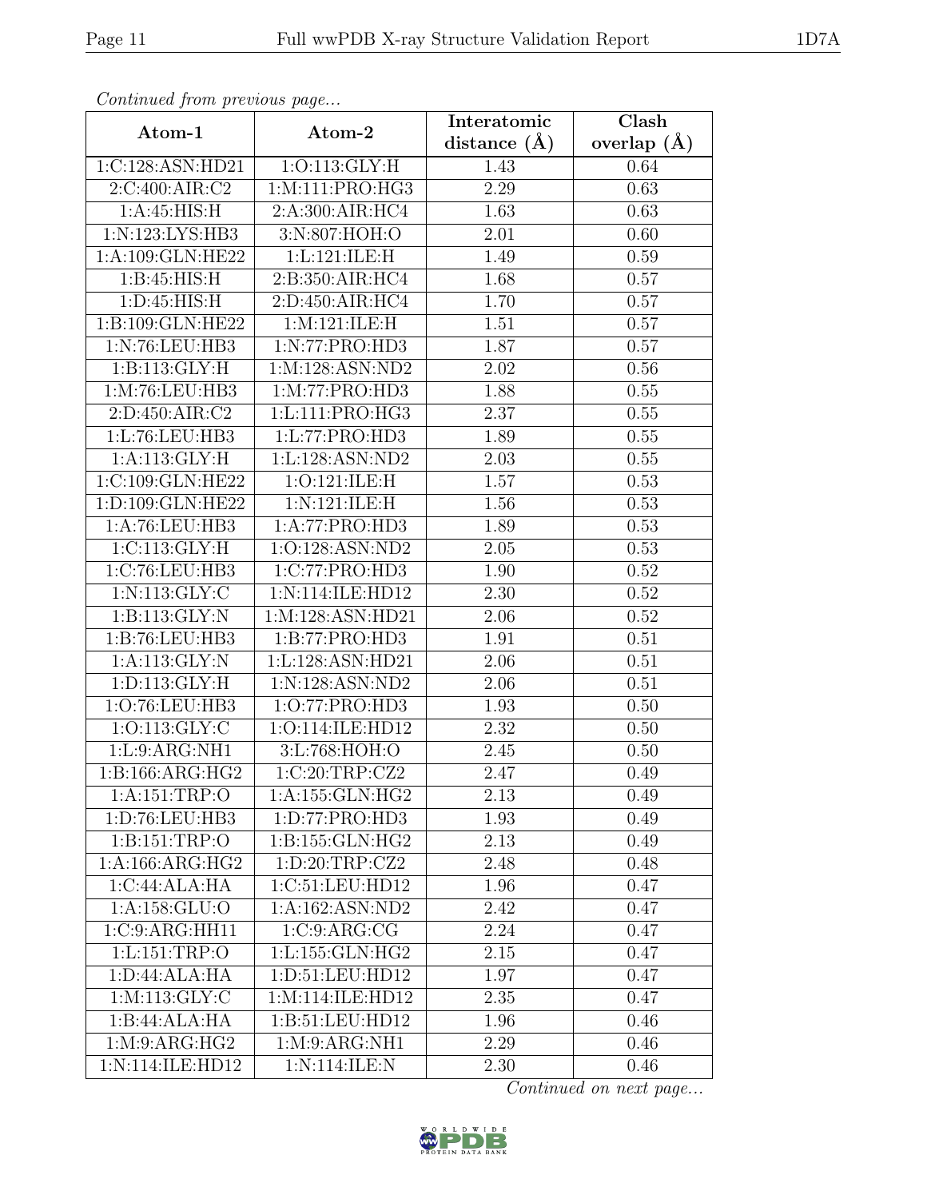*Continued from previous page...*

| Atom-1 | Atom-2 | Interatomic distance (Å) | Clash overlap (Å) |
|---|---|---|---|
| 1:C:128:ASN:HD21 | 1:O:113:GLY:H | 1.43 | 0.64 |
| 2:C:400:AIR:C2 | 1:M:111:PRO:HG3 | 2.29 | 0.63 |
| 1:A:45:HIS:H | 2:A:300:AIR:HC4 | 1.63 | 0.63 |
| 1:N:123:LYS:HB3 | 3:N:807:HOH:O | 2.01 | 0.60 |
| 1:A:109:GLN:HE22 | 1:L:121:ILE:H | 1.49 | 0.59 |
| 1:B:45:HIS:H | 2:B:350:AIR:HC4 | 1.68 | 0.57 |
| 1:D:45:HIS:H | 2:D:450:AIR:HC4 | 1.70 | 0.57 |
| 1:B:109:GLN:HE22 | 1:M:121:ILE:H | 1.51 | 0.57 |
| 1:N:76:LEU:HB3 | 1:N:77:PRO:HD3 | 1.87 | 0.57 |
| 1:B:113:GLY:H | 1:M:128:ASN:ND2 | 2.02 | 0.56 |
| 1:M:76:LEU:HB3 | 1:M:77:PRO:HD3 | 1.88 | 0.55 |
| 2:D:450:AIR:C2 | 1:L:111:PRO:HG3 | 2.37 | 0.55 |
| 1:L:76:LEU:HB3 | 1:L:77:PRO:HD3 | 1.89 | 0.55 |
| 1:A:113:GLY:H | 1:L:128:ASN:ND2 | 2.03 | 0.55 |
| 1:C:109:GLN:HE22 | 1:O:121:ILE:H | 1.57 | 0.53 |
| 1:D:109:GLN:HE22 | 1:N:121:ILE:H | 1.56 | 0.53 |
| 1:A:76:LEU:HB3 | 1:A:77:PRO:HD3 | 1.89 | 0.53 |
| 1:C:113:GLY:H | 1:O:128:ASN:ND2 | 2.05 | 0.53 |
| 1:C:76:LEU:HB3 | 1:C:77:PRO:HD3 | 1.90 | 0.52 |
| 1:N:113:GLY:C | 1:N:114:ILE:HD12 | 2.30 | 0.52 |
| 1:B:113:GLY:N | 1:M:128:ASN:HD21 | 2.06 | 0.52 |
| 1:B:76:LEU:HB3 | 1:B:77:PRO:HD3 | 1.91 | 0.51 |
| 1:A:113:GLY:N | 1:L:128:ASN:HD21 | 2.06 | 0.51 |
| 1:D:113:GLY:H | 1:N:128:ASN:ND2 | 2.06 | 0.51 |
| 1:O:76:LEU:HB3 | 1:O:77:PRO:HD3 | 1.93 | 0.50 |
| 1:O:113:GLY:C | 1:O:114:ILE:HD12 | 2.32 | 0.50 |
| 1:L:9:ARG:NH1 | 3:L:768:HOH:O | 2.45 | 0.50 |
| 1:B:166:ARG:HG2 | 1:C:20:TRP:CZ2 | 2.47 | 0.49 |
| 1:A:151:TRP:O | 1:A:155:GLN:HG2 | 2.13 | 0.49 |
| 1:D:76:LEU:HB3 | 1:D:77:PRO:HD3 | 1.93 | 0.49 |
| 1:B:151:TRP:O | 1:B:155:GLN:HG2 | 2.13 | 0.49 |
| 1:A:166:ARG:HG2 | 1:D:20:TRP:CZ2 | 2.48 | 0.48 |
| 1:C:44:ALA:HA | 1:C:51:LEU:HD12 | 1.96 | 0.47 |
| 1:A:158:GLU:O | 1:A:162:ASN:ND2 | 2.42 | 0.47 |
| 1:C:9:ARG:HH11 | 1:C:9:ARG:CG | 2.24 | 0.47 |
| 1:L:151:TRP:O | 1:L:155:GLN:HG2 | 2.15 | 0.47 |
| 1:D:44:ALA:HA | 1:D:51:LEU:HD12 | 1.97 | 0.47 |
| 1:M:113:GLY:C | 1:M:114:ILE:HD12 | 2.35 | 0.47 |
| 1:B:44:ALA:HA | 1:B:51:LEU:HD12 | 1.96 | 0.46 |
| 1:M:9:ARG:HG2 | 1:M:9:ARG:NH1 | 2.29 | 0.46 |
| 1:N:114:ILE:HD12 | 1:N:114:ILE:N | 2.30 | 0.46 |

*Continued on next page...*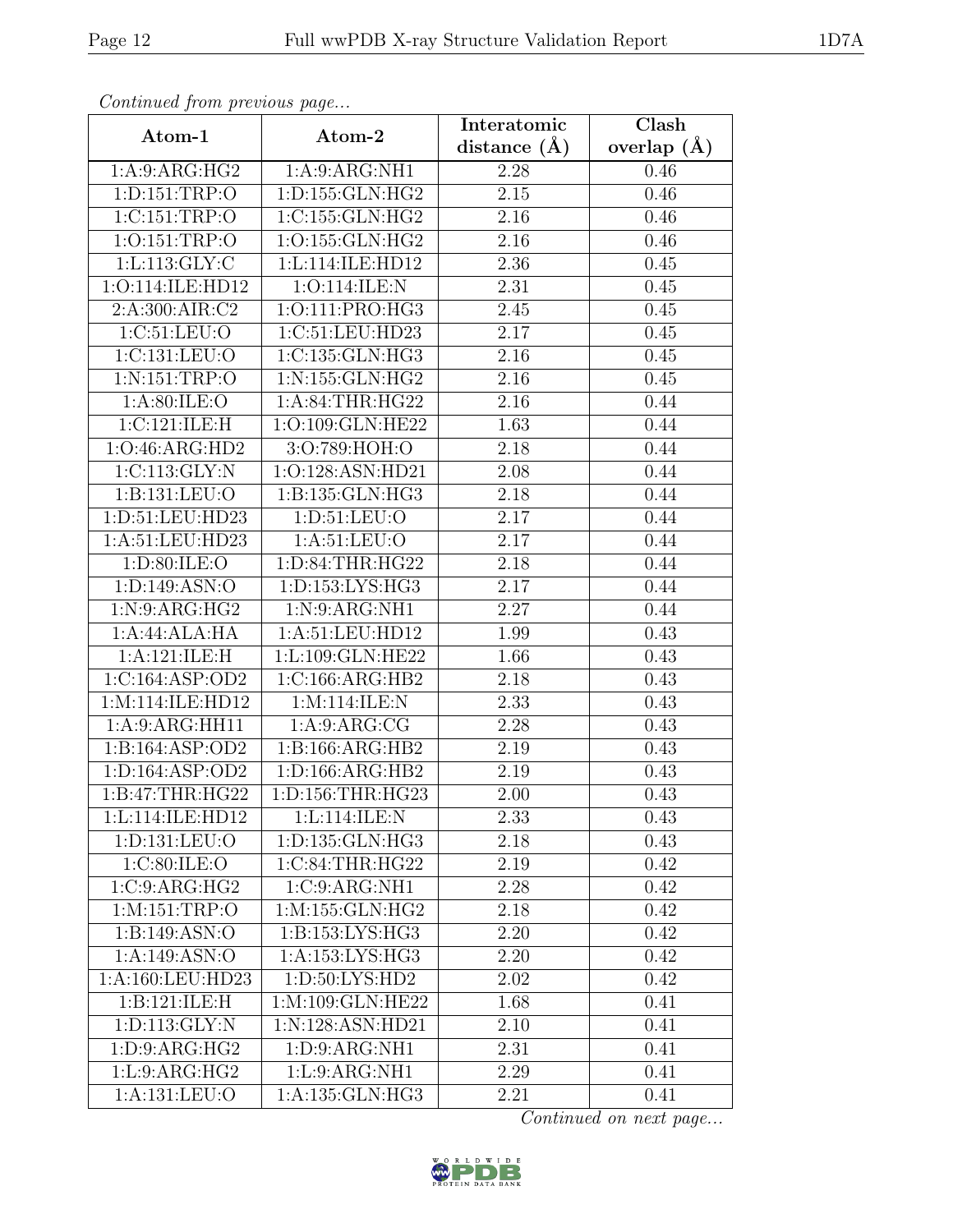*Continued from previous page...*

| Atom-1 | Atom-2 | Interatomic distance (Å) | Clash overlap (Å) |
|---|---|---|---|
| 1:A:9:ARG:HG2 | 1:A:9:ARG:NH1 | 2.28 | 0.46 |
| 1:D:151:TRP:O | 1:D:155:GLN:HG2 | 2.15 | 0.46 |
| 1:C:151:TRP:O | 1:C:155:GLN:HG2 | 2.16 | 0.46 |
| 1:O:151:TRP:O | 1:O:155:GLN:HG2 | 2.16 | 0.46 |
| 1:L:113:GLY:C | 1:L:114:ILE:HD12 | 2.36 | 0.45 |
| 1:O:114:ILE:HD12 | 1:O:114:ILE:N | 2.31 | 0.45 |
| 2:A:300:AIR:C2 | 1:O:111:PRO:HG3 | 2.45 | 0.45 |
| 1:C:51:LEU:O | 1:C:51:LEU:HD23 | 2.17 | 0.45 |
| 1:C:131:LEU:O | 1:C:135:GLN:HG3 | 2.16 | 0.45 |
| 1:N:151:TRP:O | 1:N:155:GLN:HG2 | 2.16 | 0.45 |
| 1:A:80:ILE:O | 1:A:84:THR:HG22 | 2.16 | 0.44 |
| 1:C:121:ILE:H | 1:O:109:GLN:HE22 | 1.63 | 0.44 |
| 1:O:46:ARG:HD2 | 3:O:789:HOH:O | 2.18 | 0.44 |
| 1:C:113:GLY:N | 1:O:128:ASN:HD21 | 2.08 | 0.44 |
| 1:B:131:LEU:O | 1:B:135:GLN:HG3 | 2.18 | 0.44 |
| 1:D:51:LEU:HD23 | 1:D:51:LEU:O | 2.17 | 0.44 |
| 1:A:51:LEU:HD23 | 1:A:51:LEU:O | 2.17 | 0.44 |
| 1:D:80:ILE:O | 1:D:84:THR:HG22 | 2.18 | 0.44 |
| 1:D:149:ASN:O | 1:D:153:LYS:HG3 | 2.17 | 0.44 |
| 1:N:9:ARG:HG2 | 1:N:9:ARG:NH1 | 2.27 | 0.44 |
| 1:A:44:ALA:HA | 1:A:51:LEU:HD12 | 1.99 | 0.43 |
| 1:A:121:ILE:H | 1:L:109:GLN:HE22 | 1.66 | 0.43 |
| 1:C:164:ASP:OD2 | 1:C:166:ARG:HB2 | 2.18 | 0.43 |
| 1:M:114:ILE:HD12 | 1:M:114:ILE:N | 2.33 | 0.43 |
| 1:A:9:ARG:HH11 | 1:A:9:ARG:CG | 2.28 | 0.43 |
| 1:B:164:ASP:OD2 | 1:B:166:ARG:HB2 | 2.19 | 0.43 |
| 1:D:164:ASP:OD2 | 1:D:166:ARG:HB2 | 2.19 | 0.43 |
| 1:B:47:THR:HG22 | 1:D:156:THR:HG23 | 2.00 | 0.43 |
| 1:L:114:ILE:HD12 | 1:L:114:ILE:N | 2.33 | 0.43 |
| 1:D:131:LEU:O | 1:D:135:GLN:HG3 | 2.18 | 0.43 |
| 1:C:80:ILE:O | 1:C:84:THR:HG22 | 2.19 | 0.42 |
| 1:C:9:ARG:HG2 | 1:C:9:ARG:NH1 | 2.28 | 0.42 |
| 1:M:151:TRP:O | 1:M:155:GLN:HG2 | 2.18 | 0.42 |
| 1:B:149:ASN:O | 1:B:153:LYS:HG3 | 2.20 | 0.42 |
| 1:A:149:ASN:O | 1:A:153:LYS:HG3 | 2.20 | 0.42 |
| 1:A:160:LEU:HD23 | 1:D:50:LYS:HD2 | 2.02 | 0.42 |
| 1:B:121:ILE:H | 1:M:109:GLN:HE22 | 1.68 | 0.41 |
| 1:D:113:GLY:N | 1:N:128:ASN:HD21 | 2.10 | 0.41 |
| 1:D:9:ARG:HG2 | 1:D:9:ARG:NH1 | 2.31 | 0.41 |
| 1:L:9:ARG:HG2 | 1:L:9:ARG:NH1 | 2.29 | 0.41 |
| 1:A:131:LEU:O | 1:A:135:GLN:HG3 | 2.21 | 0.41 |

*Continued on next page...*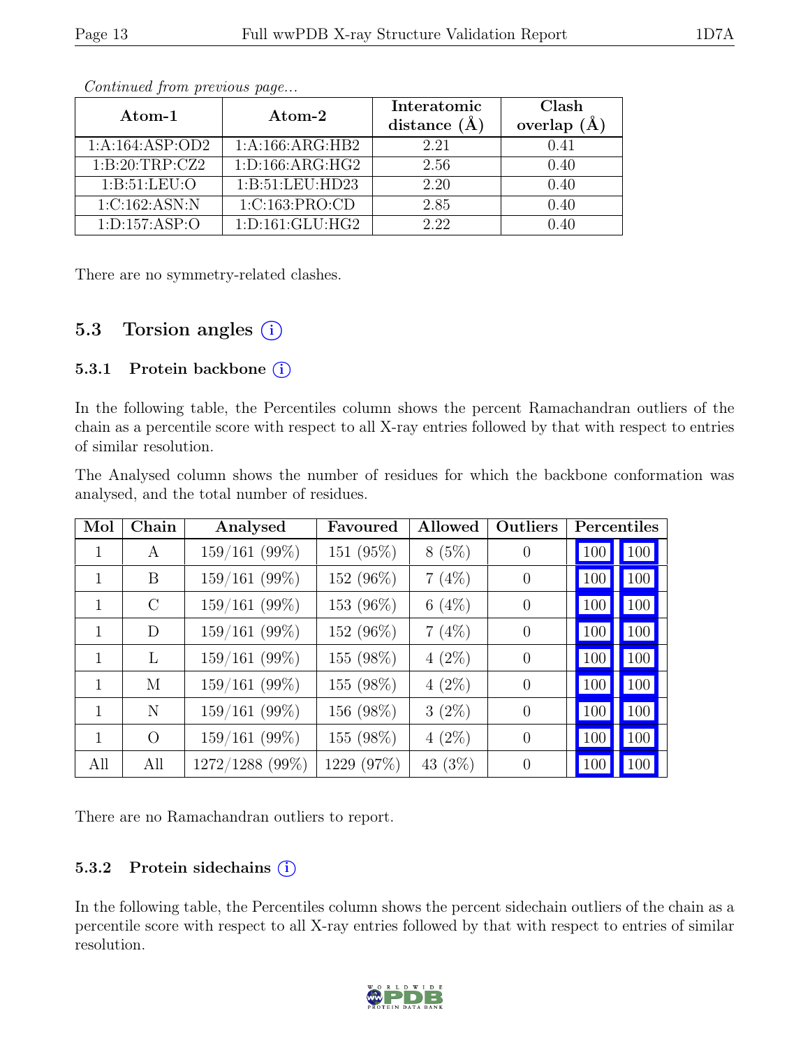*Continued from previous page...*

| Atom-1 | Atom-2 | Interatomic distance (Å) | Clash overlap (Å) |
|---|---|---|---|
| 1:A:164:ASP:OD2 | 1:A:166:ARG:HB2 | 2.21 | 0.41 |
| 1:B:20:TRP:CZ2 | 1:D:166:ARG:HG2 | 2.56 | 0.40 |
| 1:B:51:LEU:O | 1:B:51:LEU:HD23 | 2.20 | 0.40 |
| 1:C:162:ASN:N | 1:C:163:PRO:CD | 2.85 | 0.40 |
| 1:D:157:ASP:O | 1:D:161:GLU:HG2 | 2.22 | 0.40 |

There are no symmetry-related clashes.

## 5.3 Torsion angles

### 5.3.1 Protein backbone

In the following table, the Percentiles column shows the percent Ramachandran outliers of the chain as a percentile score with respect to all X-ray entries followed by that with respect to entries of similar resolution.

The Analysed column shows the number of residues for which the backbone conformation was analysed, and the total number of residues.

| Mol | Chain | Analysed | Favoured | Allowed | Outliers | Percentiles | |
|---|---|---|---|---|---|---|---|
| 1 | A | 159/161 (99%) | 151 (95%) | 8 (5%) | 0 | 100 | 100 |
| 1 | B | 159/161 (99%) | 152 (96%) | 7 (4%) | 0 | 100 | 100 |
| 1 | C | 159/161 (99%) | 153 (96%) | 6 (4%) | 0 | 100 | 100 |
| 1 | D | 159/161 (99%) | 152 (96%) | 7 (4%) | 0 | 100 | 100 |
| 1 | L | 159/161 (99%) | 155 (98%) | 4 (2%) | 0 | 100 | 100 |
| 1 | M | 159/161 (99%) | 155 (98%) | 4 (2%) | 0 | 100 | 100 |
| 1 | N | 159/161 (99%) | 156 (98%) | 3 (2%) | 0 | 100 | 100 |
| 1 | O | 159/161 (99%) | 155 (98%) | 4 (2%) | 0 | 100 | 100 |
| All | All | 1272/1288 (99%) | 1229 (97%) | 43 (3%) | 0 | 100 | 100 |

There are no Ramachandran outliers to report.

### 5.3.2 Protein sidechains

In the following table, the Percentiles column shows the percent sidechain outliers of the chain as a percentile score with respect to all X-ray entries followed by that with respect to entries of similar resolution.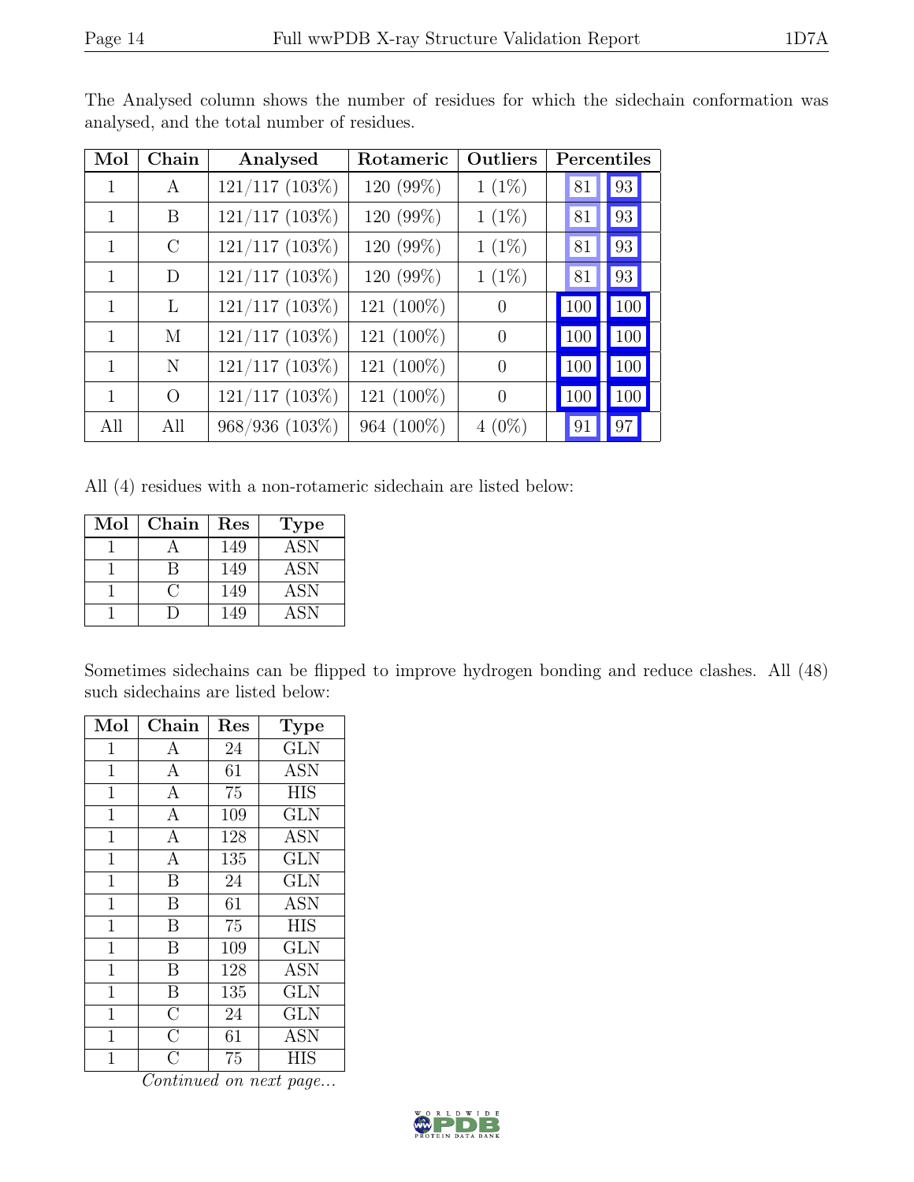The Analysed column shows the number of residues for which the sidechain conformation was analysed, and the total number of residues.

| Mol | Chain | Analysed | Rotameric | Outliers | Percentiles | |
|---|---|---|---|---|---|---|
| 1 | A | 121/117 (103%) | 120 (99%) | 1 (1%) | 81 | 93 |
| 1 | B | 121/117 (103%) | 120 (99%) | 1 (1%) | 81 | 93 |
| 1 | C | 121/117 (103%) | 120 (99%) | 1 (1%) | 81 | 93 |
| 1 | D | 121/117 (103%) | 120 (99%) | 1 (1%) | 81 | 93 |
| 1 | L | 121/117 (103%) | 121 (100%) | 0 | 100 | 100 |
| 1 | M | 121/117 (103%) | 121 (100%) | 0 | 100 | 100 |
| 1 | N | 121/117 (103%) | 121 (100%) | 0 | 100 | 100 |
| 1 | O | 121/117 (103%) | 121 (100%) | 0 | 100 | 100 |
| All | All | 968/936 (103%) | 964 (100%) | 4 (0%) | 91 | 97 |

All (4) residues with a non-rotameric sidechain are listed below:

| Mol | Chain | Res | Type |
|---|---|---|---|
| 1 | A | 149 | ASN |
| 1 | B | 149 | ASN |
| 1 | C | 149 | ASN |
| 1 | D | 149 | ASN |

Sometimes sidechains can be flipped to improve hydrogen bonding and reduce clashes. All (48) such sidechains are listed below:

| Mol | Chain | Res | Type |
|---|---|---|---|
| 1 | A | 24 | GLN |
| 1 | A | 61 | ASN |
| 1 | A | 75 | HIS |
| 1 | A | 109 | GLN |
| 1 | A | 128 | ASN |
| 1 | A | 135 | GLN |
| 1 | B | 24 | GLN |
| 1 | B | 61 | ASN |
| 1 | B | 75 | HIS |
| 1 | B | 109 | GLN |
| 1 | B | 128 | ASN |
| 1 | B | 135 | GLN |
| 1 | C | 24 | GLN |
| 1 | C | 61 | ASN |
| 1 | C | 75 | HIS |

*Continued on next page...*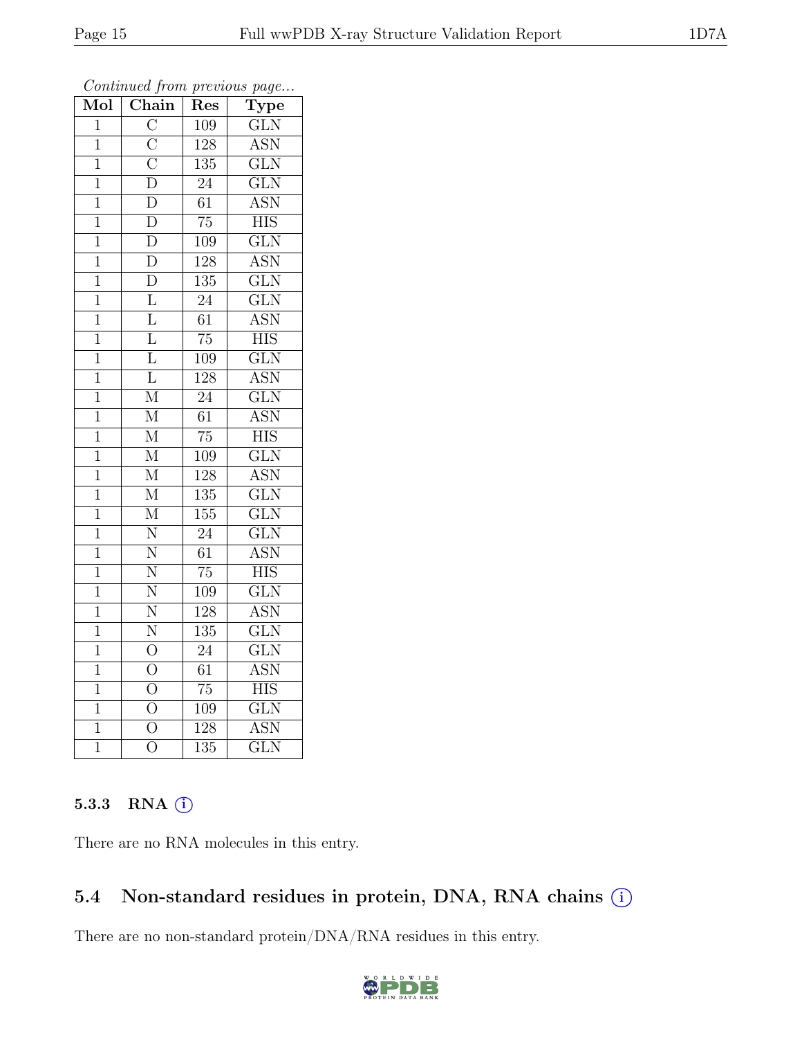*Continued from previous page...*

| Mol | Chain | Res | Type |
|---|---|---|---|
| 1 | C | 109 | GLN |
| 1 | C | 128 | ASN |
| 1 | C | 135 | GLN |
| 1 | D | 24 | GLN |
| 1 | D | 61 | ASN |
| 1 | D | 75 | HIS |
| 1 | D | 109 | GLN |
| 1 | D | 128 | ASN |
| 1 | D | 135 | GLN |
| 1 | L | 24 | GLN |
| 1 | L | 61 | ASN |
| 1 | L | 75 | HIS |
| 1 | L | 109 | GLN |
| 1 | L | 128 | ASN |
| 1 | M | 24 | GLN |
| 1 | M | 61 | ASN |
| 1 | M | 75 | HIS |
| 1 | M | 109 | GLN |
| 1 | M | 128 | ASN |
| 1 | M | 135 | GLN |
| 1 | M | 155 | GLN |
| 1 | N | 24 | GLN |
| 1 | N | 61 | ASN |
| 1 | N | 75 | HIS |
| 1 | N | 109 | GLN |
| 1 | N | 128 | ASN |
| 1 | N | 135 | GLN |
| 1 | O | 24 | GLN |
| 1 | O | 61 | ASN |
| 1 | O | 75 | HIS |
| 1 | O | 109 | GLN |
| 1 | O | 128 | ASN |
| 1 | O | 135 | GLN |

### 5.3.3 RNA

There are no RNA molecules in this entry.

## 5.4 Non-standard residues in protein, DNA, RNA chains

There are no non-standard protein/DNA/RNA residues in this entry.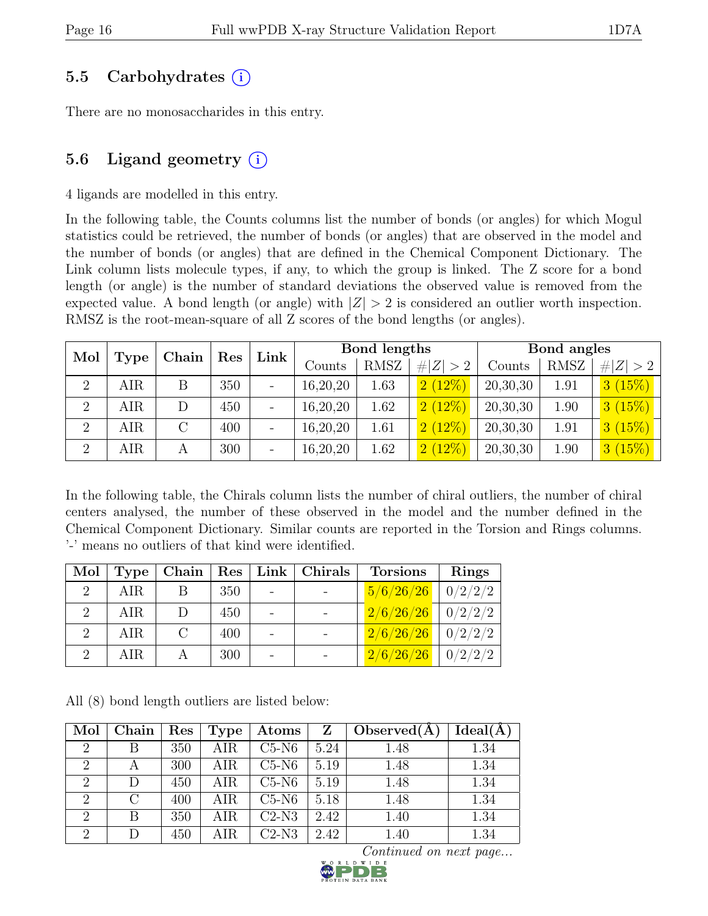## 5.5 Carbohydrates (i)

There are no monosaccharides in this entry.

## 5.6 Ligand geometry (i)

4 ligands are modelled in this entry.

In the following table, the Counts columns list the number of bonds (or angles) for which Mogul statistics could be retrieved, the number of bonds (or angles) that are observed in the model and the number of bonds (or angles) that are defined in the Chemical Component Dictionary. The Link column lists molecule types, if any, to which the group is linked. The Z score for a bond length (or angle) is the number of standard deviations the observed value is removed from the expected value. A bond length (or angle) with $|Z| > 2$ is considered an outlier worth inspection. RMSZ is the root-mean-square of all Z scores of the bond lengths (or angles).

| Mol | Type | Chain | Res | Link | Bond lengths | | | Bond angles | | |
|---|---|---|---|---|---|---|---|---|---|---|
| | | | | | Counts | RMSZ | $\#\|Z\| > 2$ | Counts | RMSZ | $\#\|Z\| > 2$ |
| 2 | AIR | B | 350 | - | 16,20,20 | 1.63 | 2 (12%) | 20,30,30 | 1.91 | 3 (15%) |
| 2 | AIR | D | 450 | - | 16,20,20 | 1.62 | 2 (12%) | 20,30,30 | 1.90 | 3 (15%) |
| 2 | AIR | C | 400 | - | 16,20,20 | 1.61 | 2 (12%) | 20,30,30 | 1.91 | 3 (15%) |
| 2 | AIR | A | 300 | - | 16,20,20 | 1.62 | 2 (12%) | 20,30,30 | 1.90 | 3 (15%) |

In the following table, the Chirals column lists the number of chiral outliers, the number of chiral centers analysed, the number of these observed in the model and the number defined in the Chemical Component Dictionary. Similar counts are reported in the Torsion and Rings columns. '-' means no outliers of that kind were identified.

| Mol | Type | Chain | Res | Link | Chirals | Torsions | Rings |
|---|---|---|---|---|---|---|---|
| 2 | AIR | B | 350 | - | - | 5/6/26/26 | 0/2/2/2 |
| 2 | AIR | D | 450 | - | - | 2/6/26/26 | 0/2/2/2 |
| 2 | AIR | C | 400 | - | - | 2/6/26/26 | 0/2/2/2 |
| 2 | AIR | A | 300 | - | - | 2/6/26/26 | 0/2/2/2 |

All (8) bond length outliers are listed below:

| Mol | Chain | Res | Type | Atoms | Z | Observed(Å) | Ideal(Å) |
|---|---|---|---|---|---|---|---|
| 2 | B | 350 | AIR | C5-N6 | 5.24 | 1.48 | 1.34 |
| 2 | A | 300 | AIR | C5-N6 | 5.19 | 1.48 | 1.34 |
| 2 | D | 450 | AIR | C5-N6 | 5.19 | 1.48 | 1.34 |
| 2 | C | 400 | AIR | C5-N6 | 5.18 | 1.48 | 1.34 |
| 2 | B | 350 | AIR | C2-N3 | 2.42 | 1.40 | 1.34 |
| 2 | D | 450 | AIR | C2-N3 | 2.42 | 1.40 | 1.34 |

*Continued on next page...*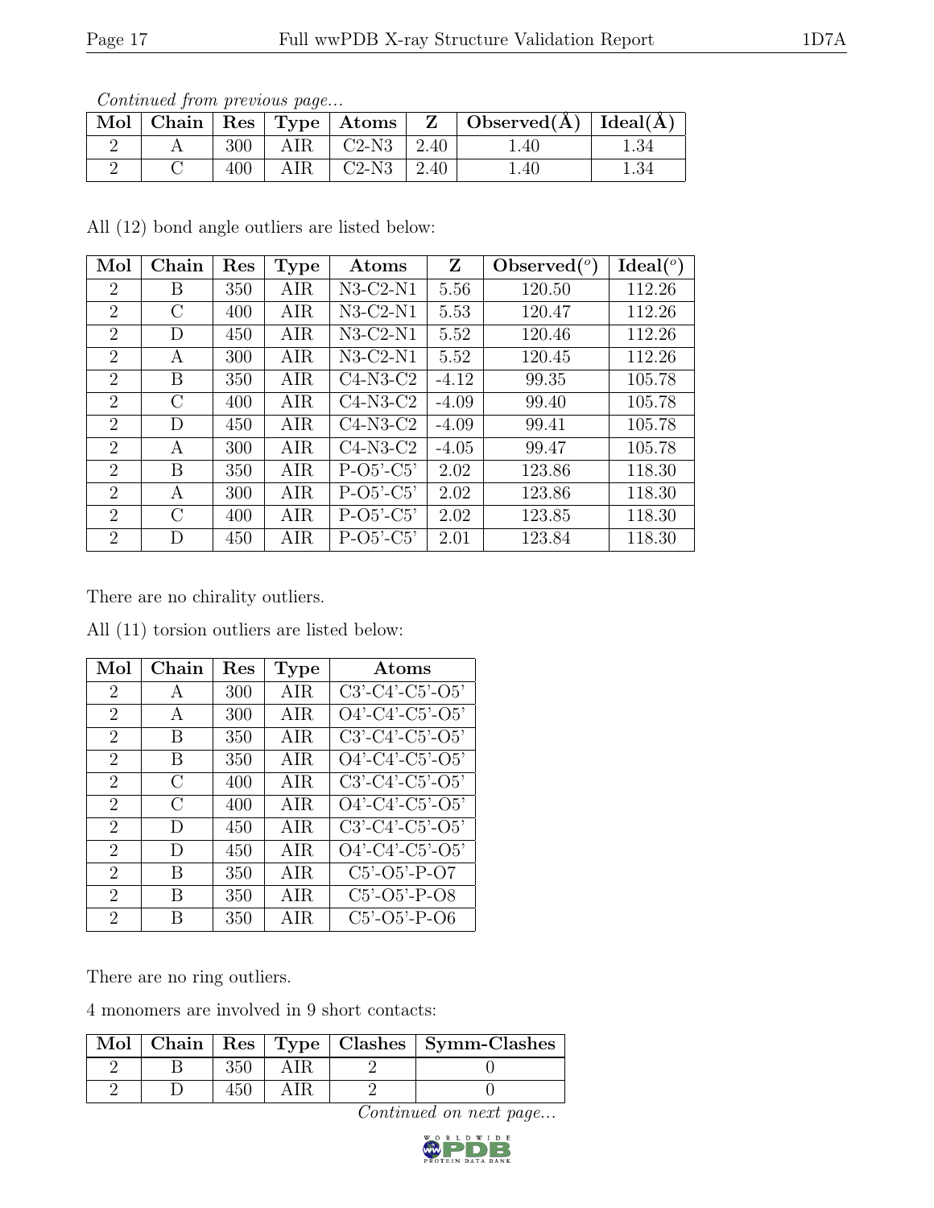*Continued from previous page...*

| Mol | Chain | Res | Type | Atoms | Z | Observed(Å) | Ideal(Å) |
|---|---|---|---|---|---|---|---|
| 2 | A | 300 | AIR | C2-N3 | 2.40 | 1.40 | 1.34 |
| 2 | C | 400 | AIR | C2-N3 | 2.40 | 1.40 | 1.34 |

All (12) bond angle outliers are listed below:

| Mol | Chain | Res | Type | Atoms | Z | Observed(°) | Ideal(°) |
|---|---|---|---|---|---|---|---|
| 2 | B | 350 | AIR | N3-C2-N1 | 5.56 | 120.50 | 112.26 |
| 2 | C | 400 | AIR | N3-C2-N1 | 5.53 | 120.47 | 112.26 |
| 2 | D | 450 | AIR | N3-C2-N1 | 5.52 | 120.46 | 112.26 |
| 2 | A | 300 | AIR | N3-C2-N1 | 5.52 | 120.45 | 112.26 |
| 2 | B | 350 | AIR | C4-N3-C2 | -4.12 | 99.35 | 105.78 |
| 2 | C | 400 | AIR | C4-N3-C2 | -4.09 | 99.40 | 105.78 |
| 2 | D | 450 | AIR | C4-N3-C2 | -4.09 | 99.41 | 105.78 |
| 2 | A | 300 | AIR | C4-N3-C2 | -4.05 | 99.47 | 105.78 |
| 2 | B | 350 | AIR | P-O5'-C5' | 2.02 | 123.86 | 118.30 |
| 2 | A | 300 | AIR | P-O5'-C5' | 2.02 | 123.86 | 118.30 |
| 2 | C | 400 | AIR | P-O5'-C5' | 2.02 | 123.85 | 118.30 |
| 2 | D | 450 | AIR | P-O5'-C5' | 2.01 | 123.84 | 118.30 |

There are no chirality outliers.

All (11) torsion outliers are listed below:

| Mol | Chain | Res | Type | Atoms |
|---|---|---|---|---|
| 2 | A | 300 | AIR | C3'-C4'-C5'-O5' |
| 2 | A | 300 | AIR | O4'-C4'-C5'-O5' |
| 2 | B | 350 | AIR | C3'-C4'-C5'-O5' |
| 2 | B | 350 | AIR | O4'-C4'-C5'-O5' |
| 2 | C | 400 | AIR | C3'-C4'-C5'-O5' |
| 2 | C | 400 | AIR | O4'-C4'-C5'-O5' |
| 2 | D | 450 | AIR | C3'-C4'-C5'-O5' |
| 2 | D | 450 | AIR | O4'-C4'-C5'-O5' |
| 2 | B | 350 | AIR | C5'-O5'-P-O7 |
| 2 | B | 350 | AIR | C5'-O5'-P-O8 |
| 2 | B | 350 | AIR | C5'-O5'-P-O6 |

There are no ring outliers.

4 monomers are involved in 9 short contacts:

| Mol | Chain | Res | Type | Clashes | Symm-Clashes |
|---|---|---|---|---|---|
| 2 | B | 350 | AIR | 2 | 0 |
| 2 | D | 450 | AIR | 2 | 0 |

*Continued on next page...*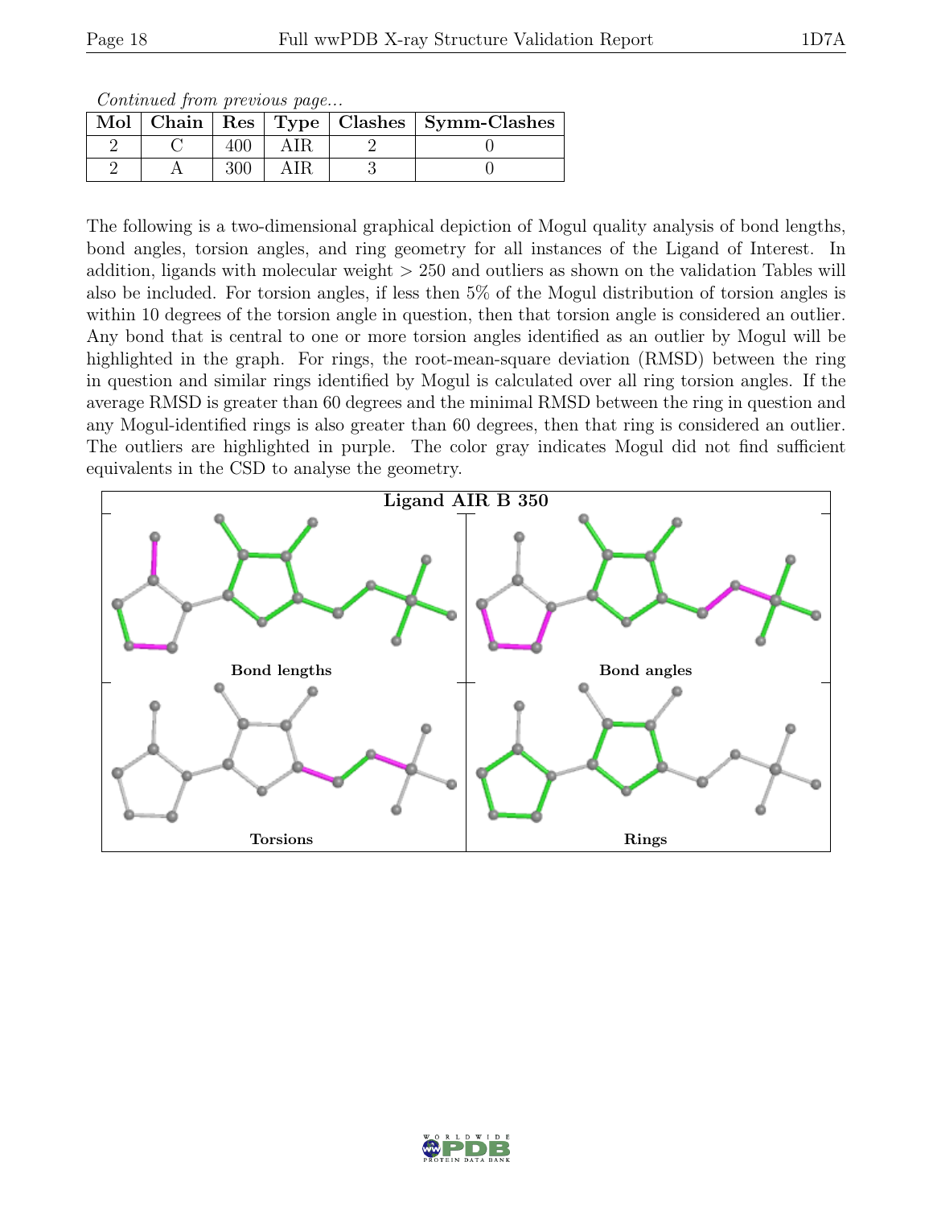*Continued from previous page...*

| Mol | Chain | Res | Type | Clashes | Symm-Clashes |
|---|---|---|---|---|---|
| 2 | C | 400 | AIR | 2 | 0 |
| 2 | A | 300 | AIR | 3 | 0 |

The following is a two-dimensional graphical depiction of Mogul quality analysis of bond lengths, bond angles, torsion angles, and ring geometry for all instances of the Ligand of Interest. In addition, ligands with molecular weight > 250 and outliers as shown on the validation Tables will also be included. For torsion angles, if less then 5% of the Mogul distribution of torsion angles is within 10 degrees of the torsion angle in question, then that torsion angle is considered an outlier. Any bond that is central to one or more torsion angles identified as an outlier by Mogul will be highlighted in the graph. For rings, the root-mean-square deviation (RMSD) between the ring in question and similar rings identified by Mogul is calculated over all ring torsion angles. If the average RMSD is greater than 60 degrees and the minimal RMSD between the ring in question and any Mogul-identified rings is also greater than 60 degrees, then that ring is considered an outlier. The outliers are highlighted in purple. The color gray indicates Mogul did not find sufficient equivalents in the CSD to analyse the geometry.

**Ligand AIR B 350**

Bond lengths

Bond angles

Torsions

Rings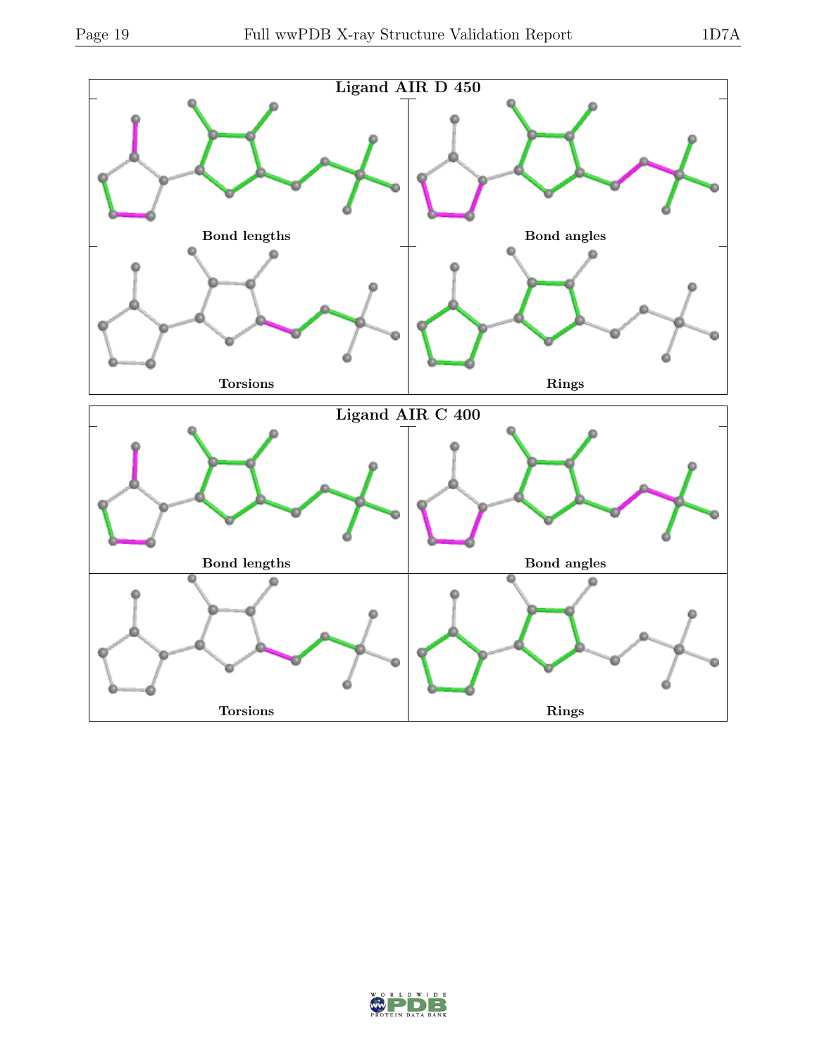Ligand AIR D 450

Bond lengths

Bond angles

Torsions

Rings

Ligand AIR C 400

Bond lengths

Bond angles

Torsions

Rings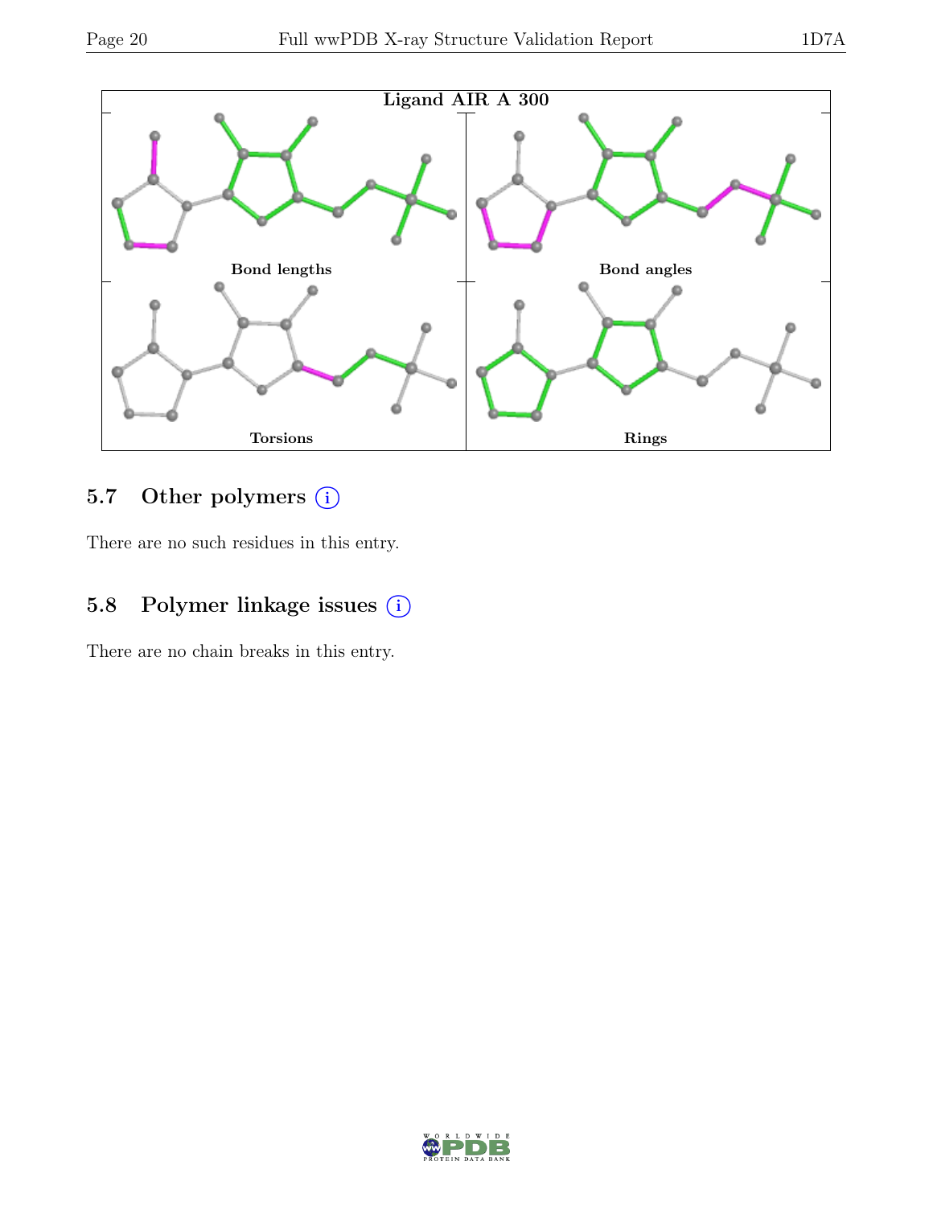Ligand AIR A 300

Bond lengths

Bond angles

Torsions

Rings

### 5.7 Other polymers (i)

There are no such residues in this entry.

### 5.8 Polymer linkage issues (i)

There are no chain breaks in this entry.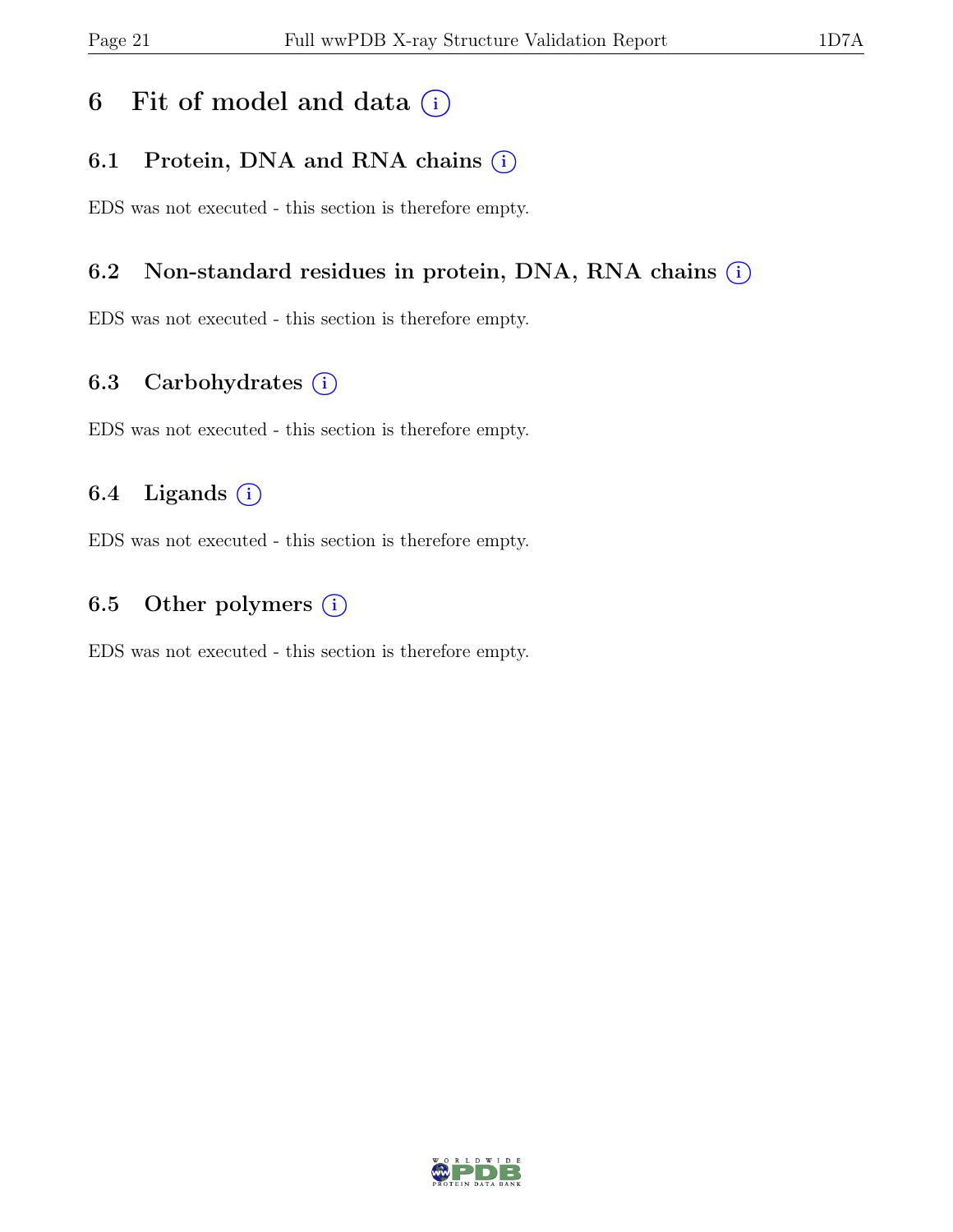# 6 Fit of model and data

## 6.1 Protein, DNA and RNA chains

EDS was not executed - this section is therefore empty.

## 6.2 Non-standard residues in protein, DNA, RNA chains

EDS was not executed - this section is therefore empty.

## 6.3 Carbohydrates

EDS was not executed - this section is therefore empty.

## 6.4 Ligands

EDS was not executed - this section is therefore empty.

## 6.5 Other polymers

EDS was not executed - this section is therefore empty.